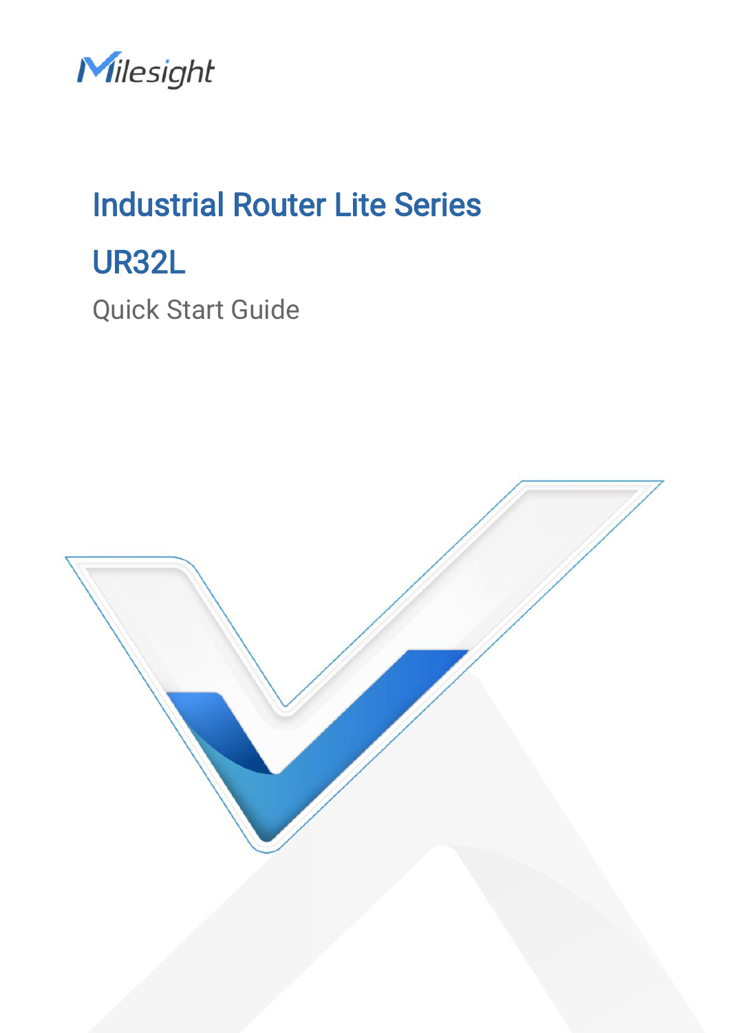Milesight

# Industrial Router Lite Series

# UR32L

Quick Start Guide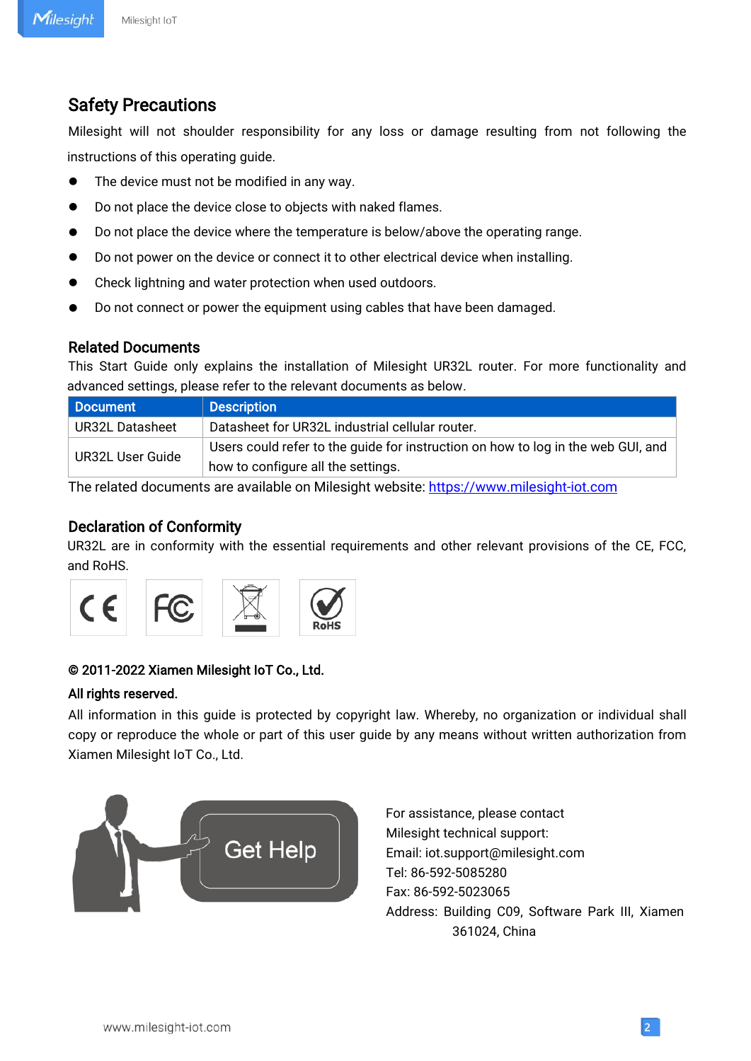## Safety Precautions

Milesight will not shoulder responsibility for any loss or damage resulting from not following the instructions of this operating guide.

- The device must not be modified in any way.
- Do not place the device close to objects with naked flames.
- Do not place the device where the temperature is below/above the operating range.
- Do not power on the device or connect it to other electrical device when installing.
- Check lightning and water protection when used outdoors.
- Do not connect or power the equipment using cables that have been damaged.

## Related Documents

This Start Guide only explains the installation of Milesight UR32L router. For more functionality and advanced settings, please refer to the relevant documents as below.

| Document | Description |
| --- | --- |
| UR32L Datasheet | Datasheet for UR32L industrial cellular router. |
| UR32L User Guide | Users could refer to the guide for instruction on how to log in the web GUI, and how to configure all the settings. |

The related documents are available on Milesight website: https://www.milesight-iot.com

## Declaration of Conformity

UR32L are in conformity with the essential requirements and other relevant provisions of the CE, FCC, and RoHS.

**© 2011-2022 Xiamen Milesight IoT Co., Ltd.**

**All rights reserved.**

All information in this guide is protected by copyright law. Whereby, no organization or individual shall copy or reproduce the whole or part of this user guide by any means without written authorization from Xiamen Milesight IoT Co., Ltd.

Get Help

For assistance, please contact Milesight technical support:
Email: iot.support@milesight.com
Tel: 86-592-5085280
Fax: 86-592-5023065
Address: Building C09, Software Park III, Xiamen 361024, China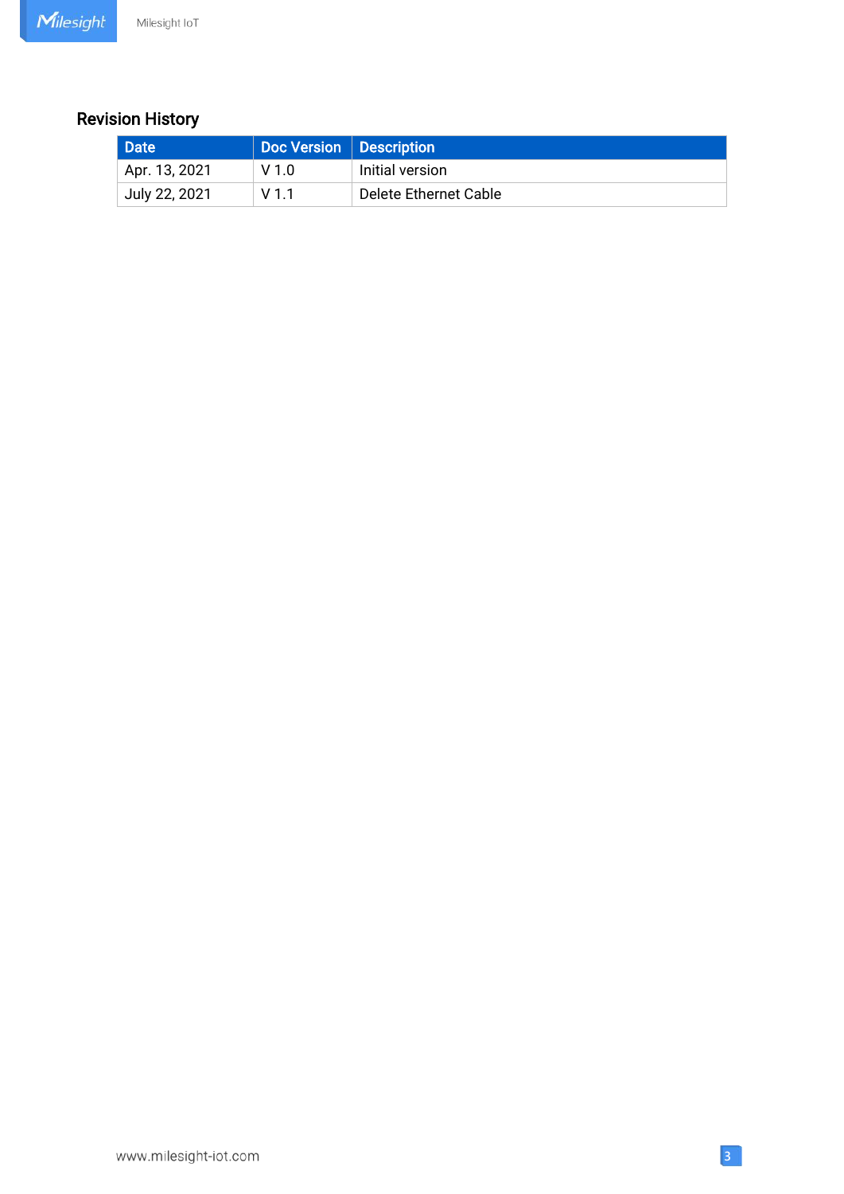## Revision History

| Date | Doc Version | Description |
| --- | --- | --- |
| Apr. 13, 2021 | V 1.0 | Initial version |
| July 22, 2021 | V 1.1 | Delete Ethernet Cable |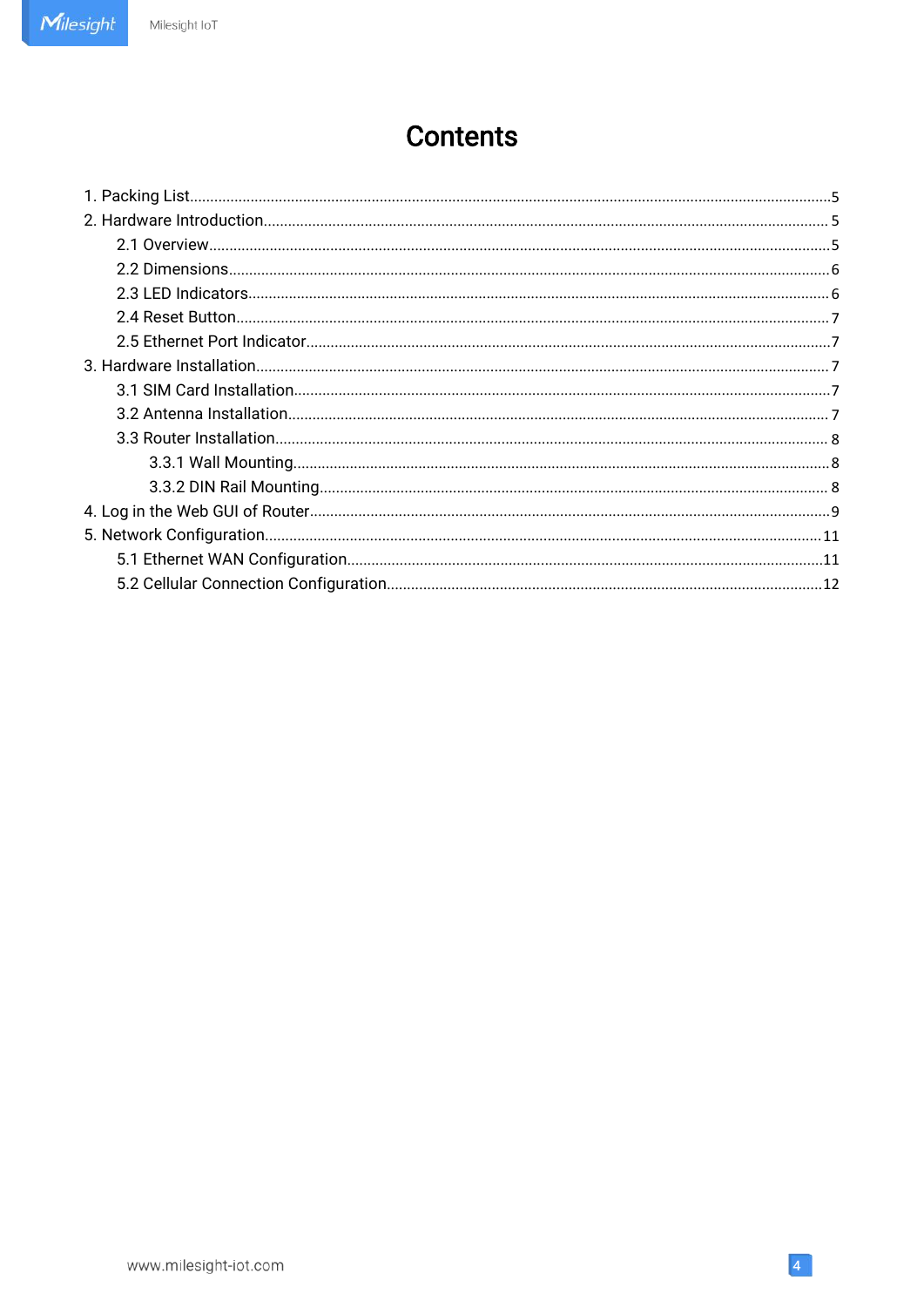# Contents

1. Packing List............................................................................................................................................5
2. Hardware Introduction.........................................................................................................................5
    - 2.1 Overview.......................................................................................................................................5
    - 2.2 Dimensions..................................................................................................................................6
    - 2.3 LED Indicators.............................................................................................................................6
    - 2.4 Reset Button................................................................................................................................7
    - 2.5 Ethernet Port Indicator...............................................................................................................7
3. Hardware Installation...........................................................................................................................7
    - 3.1 SIM Card Installation..................................................................................................................7
    - 3.2 Antenna Installation....................................................................................................................7
    - 3.3 Router Installation.......................................................................................................................8
        - 3.3.1 Wall Mounting.....................................................................................................................8
        - 3.3.2 DIN Rail Mounting.............................................................................................................8
4. Log in the Web GUI of Router..............................................................................................................9
5. Network Configuration.......................................................................................................................11
    - 5.1 Ethernet WAN Configuration....................................................................................................11
    - 5.2 Cellular Connection Configuration..........................................................................................12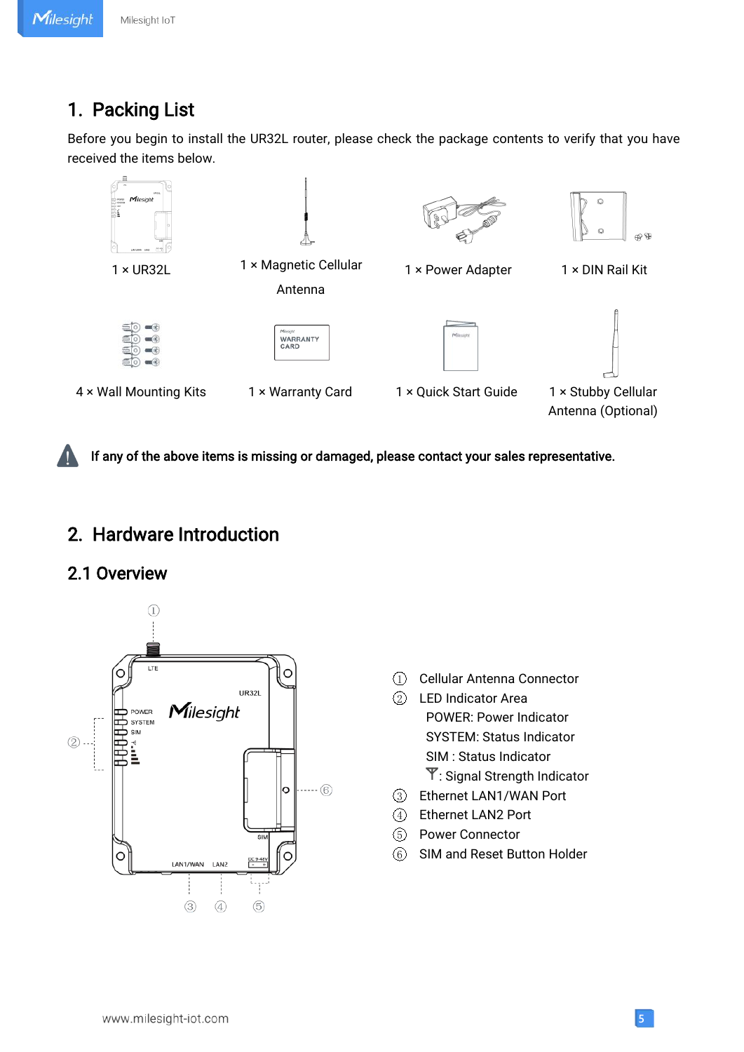# 1. Packing List

Before you begin to install the UR32L router, please check the package contents to verify that you have received the items below.

1 × UR32L

1 × Magnetic Cellular Antenna

1 × Power Adapter

1 × DIN Rail Kit

4 × Wall Mounting Kits

1 × Warranty Card

1 × Quick Start Guide

1 × Stubby Cellular Antenna (Optional)

**If any of the above items is missing or damaged, please contact your sales representative.**

# 2. Hardware Introduction

## 2.1 Overview

① Cellular Antenna Connector

② LED Indicator Area

- POWER: Power Indicator
- SYSTEM: Status Indicator
- SIM : Status Indicator
- : Signal Strength Indicator

③ Ethernet LAN1/WAN Port

④ Ethernet LAN2 Port

⑤ Power Connector

⑥ SIM and Reset Button Holder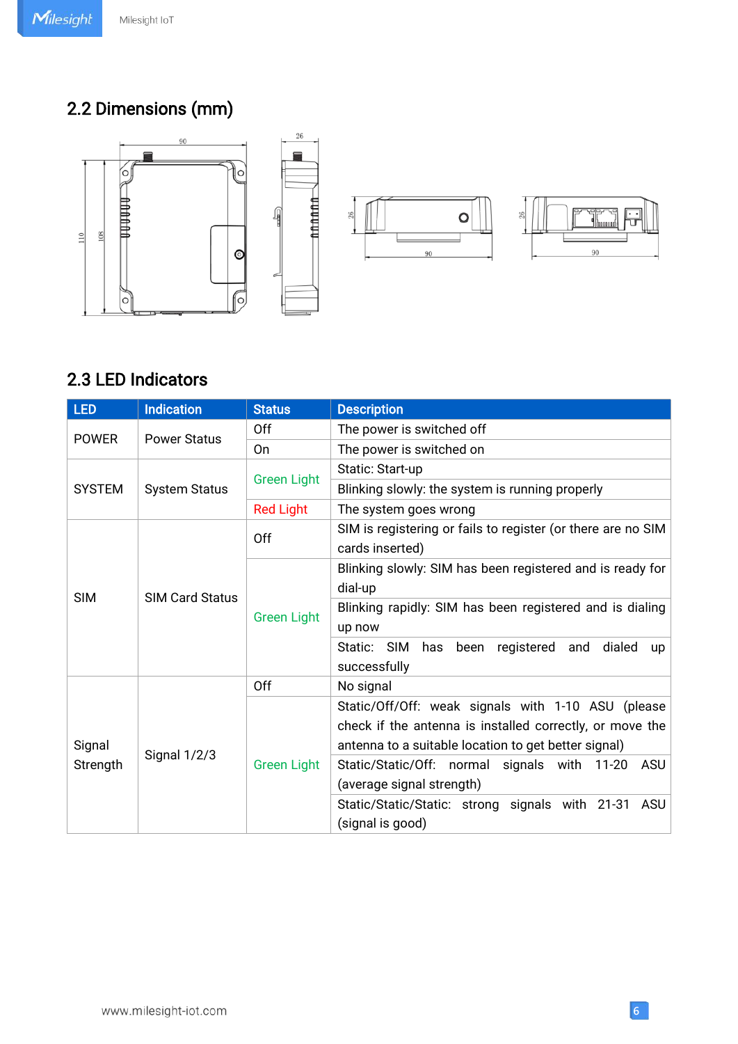## 2.2 Dimensions (mm)

## 2.3 LED Indicators

| LED | Indication | Status | Description |
|---|---|---|---|
| POWER | Power Status | Off | The power is switched off |
| | | On | The power is switched on |
| SYSTEM | System Status | Green Light | Static: Start-up |
| | | | Blinking slowly: the system is running properly |
| | | Red Light | The system goes wrong |
| SIM | SIM Card Status | Off | SIM is registering or fails to register (or there are no SIM cards inserted) |
| | | Green Light | Blinking slowly: SIM has been registered and is ready for dial-up |
| | | | Blinking rapidly: SIM has been registered and is dialing up now |
| | | | Static: SIM has been registered and dialed up successfully |
| Signal Strength | Signal 1/2/3 | Off | No signal |
| | | Green Light | Static/Off/Off: weak signals with 1-10 ASU (please check if the antenna is installed correctly, or move the antenna to a suitable location to get better signal) |
| | | | Static/Static/Off: normal signals with 11-20 ASU (average signal strength) |
| | | | Static/Static/Static: strong signals with 21-31 ASU (signal is good) |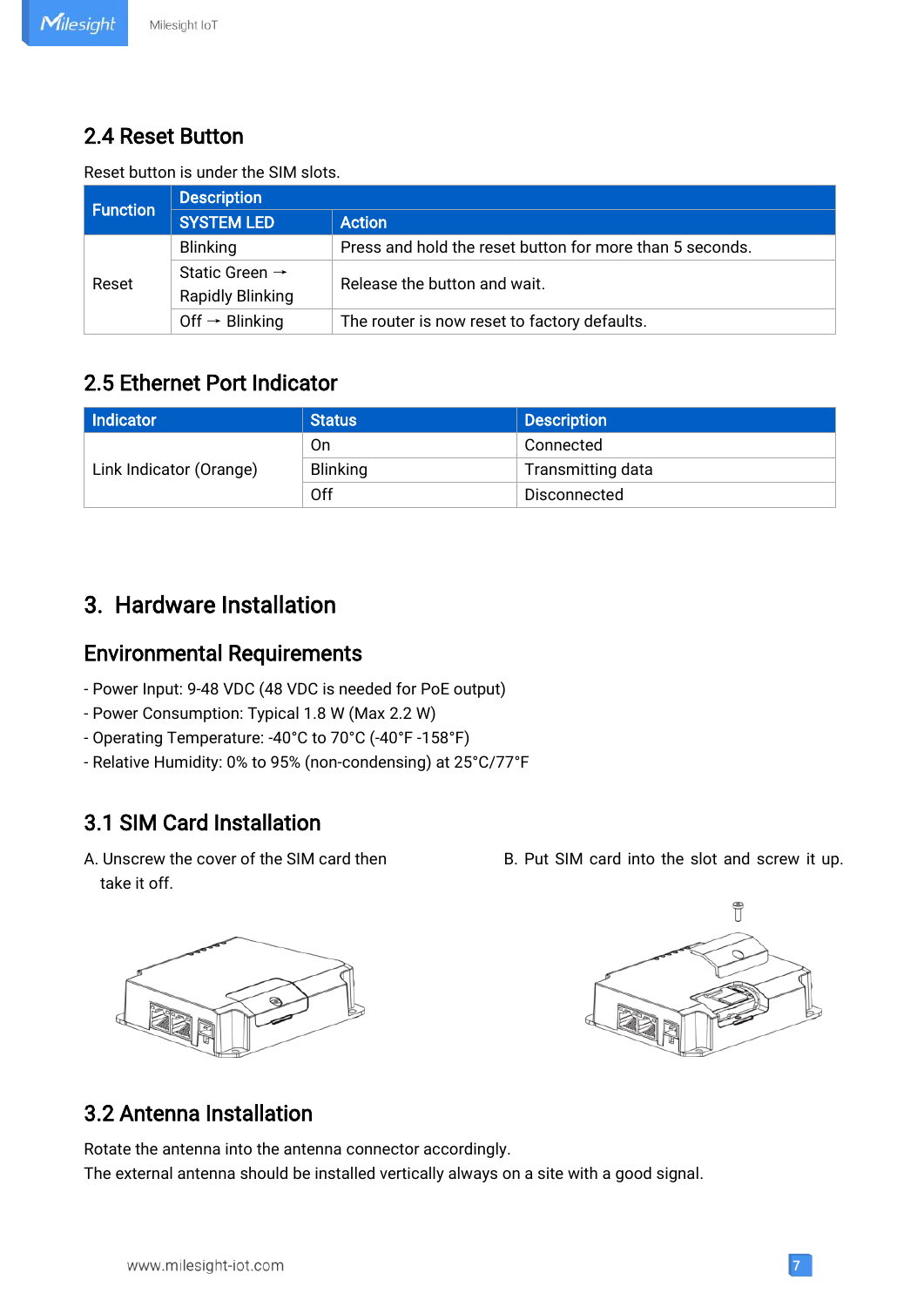## 2.4 Reset Button

Reset button is under the SIM slots.

| Function | Description | |
|---|---|---|
| | SYSTEM LED | Action |
| Reset | Blinking | Press and hold the reset button for more than 5 seconds. |
| | Static Green → Rapidly Blinking | Release the button and wait. |
| | Off → Blinking | The router is now reset to factory defaults. |

## 2.5 Ethernet Port Indicator

| Indicator | Status | Description |
|---|---|---|
| Link Indicator (Orange) | On | Connected |
| | Blinking | Transmitting data |
| | Off | Disconnected |

# 3. Hardware Installation

## Environmental Requirements

- Power Input: 9-48 VDC (48 VDC is needed for PoE output)
- Power Consumption: Typical 1.8 W (Max 2.2 W)
- Operating Temperature: -40°C to 70°C (-40°F -158°F)
- Relative Humidity: 0% to 95% (non-condensing) at 25°C/77°F

## 3.1 SIM Card Installation

A. Unscrew the cover of the SIM card then take it off.

B. Put SIM card into the slot and screw it up.

## 3.2 Antenna Installation

Rotate the antenna into the antenna connector accordingly.
The external antenna should be installed vertically always on a site with a good signal.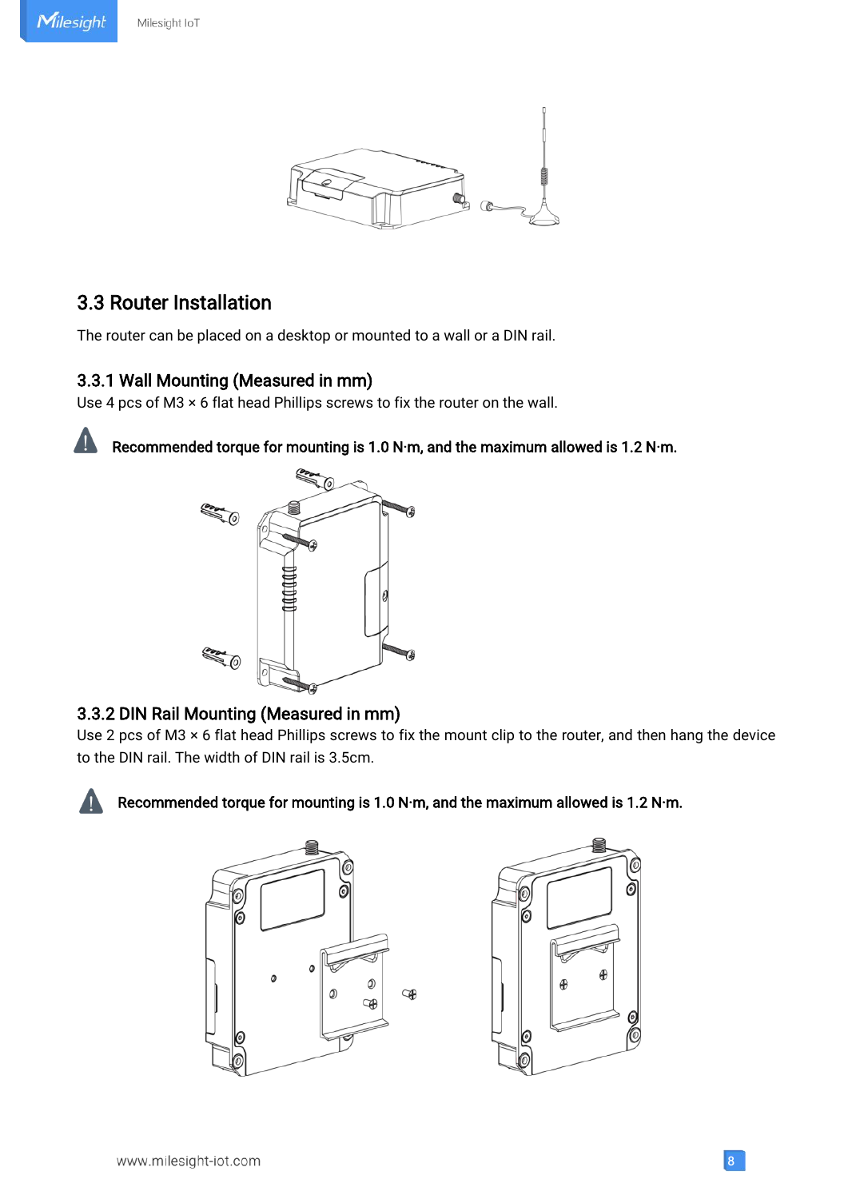## 3.3 Router Installation

The router can be placed on a desktop or mounted to a wall or a DIN rail.

### 3.3.1 Wall Mounting (Measured in mm)

Use 4 pcs of M3 × 6 flat head Phillips screws to fix the router on the wall.

**Recommended torque for mounting is 1.0 N·m, and the maximum allowed is 1.2 N·m.**

### 3.3.2 DIN Rail Mounting (Measured in mm)

Use 2 pcs of M3 × 6 flat head Phillips screws to fix the mount clip to the router, and then hang the device to the DIN rail. The width of DIN rail is 3.5cm.

**Recommended torque for mounting is 1.0 N·m, and the maximum allowed is 1.2 N·m.**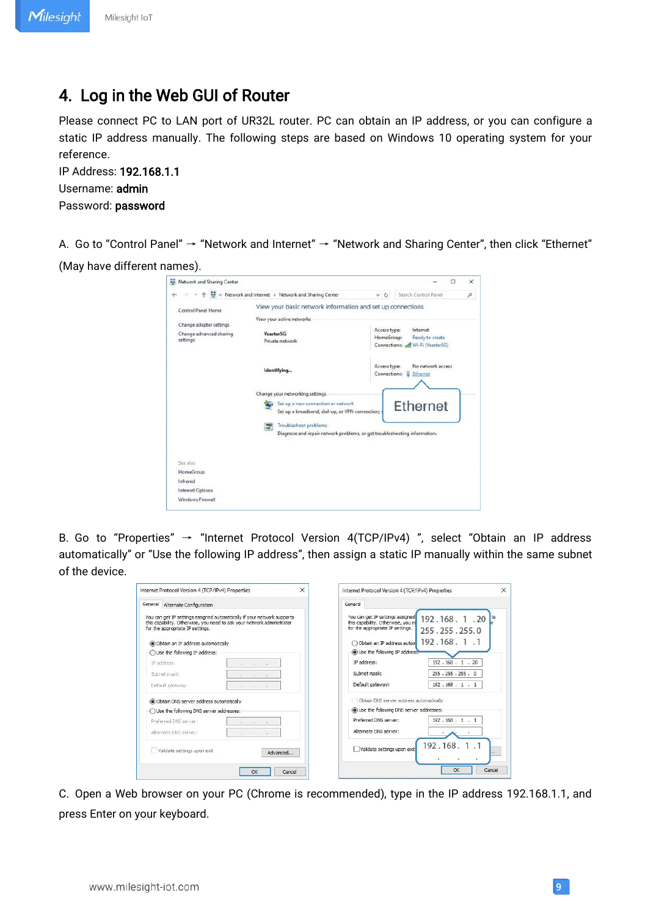# 4. Log in the Web GUI of Router

Please connect PC to LAN port of UR32L router. PC can obtain an IP address, or you can configure a static IP address manually. The following steps are based on Windows 10 operating system for your reference.

IP Address: **192.168.1.1**

Username: **admin**

Password: **password**

A. Go to "Control Panel" → "Network and Internet" → "Network and Sharing Center", then click "Ethernet" (May have different names).

B. Go to "Properties" → "Internet Protocol Version 4(TCP/IPv4) ", select "Obtain an IP address automatically" or "Use the following IP address", then assign a static IP manually within the same subnet of the device.

C. Open a Web browser on your PC (Chrome is recommended), type in the IP address 192.168.1.1, and press Enter on your keyboard.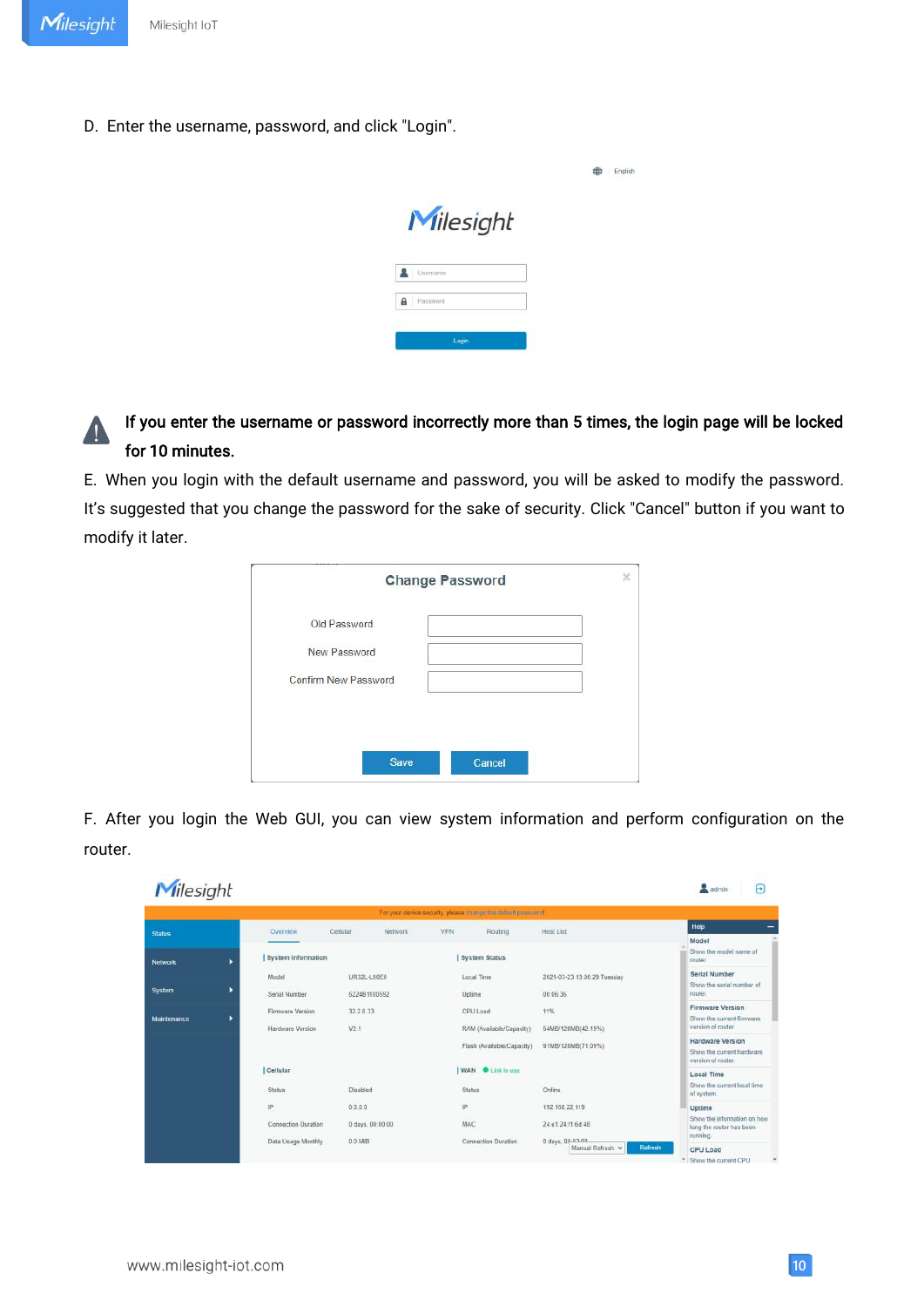D. Enter the username, password, and click "Login".

⚠ **If you enter the username or password incorrectly more than 5 times, the login page will be locked for 10 minutes.**

E. When you login with the default username and password, you will be asked to modify the password. It's suggested that you change the password for the sake of security. Click "Cancel" button if you want to modify it later.

F. After you login the Web GUI, you can view system information and perform configuration on the router.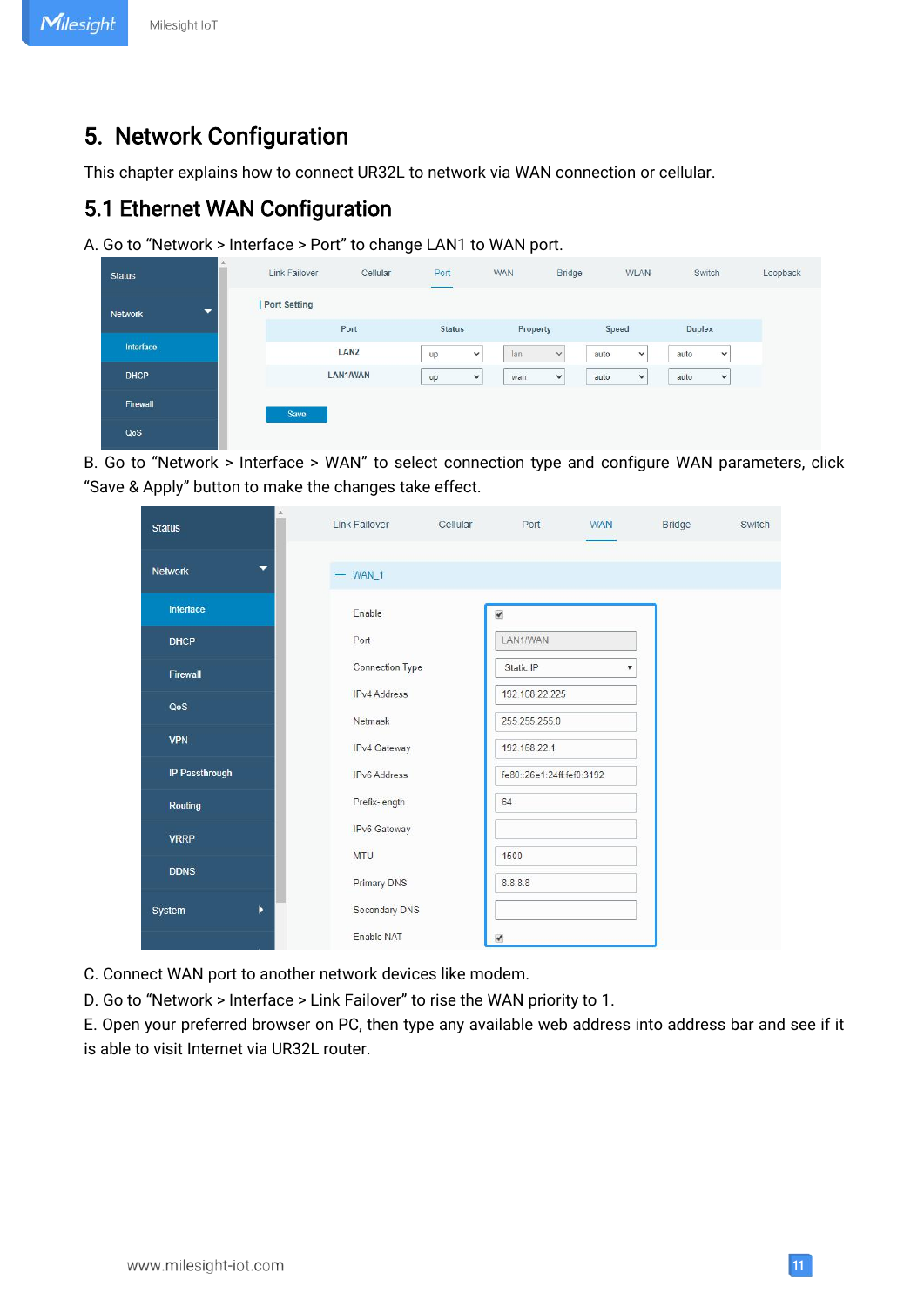# 5. Network Configuration

This chapter explains how to connect UR32L to network via WAN connection or cellular.

## 5.1 Ethernet WAN Configuration

A. Go to "Network > Interface > Port" to change LAN1 to WAN port.

B. Go to "Network > Interface > WAN" to select connection type and configure WAN parameters, click "Save & Apply" button to make the changes take effect.

C. Connect WAN port to another network devices like modem.

D. Go to "Network > Interface > Link Failover" to rise the WAN priority to 1.

E. Open your preferred browser on PC, then type any available web address into address bar and see if it is able to visit Internet via UR32L router.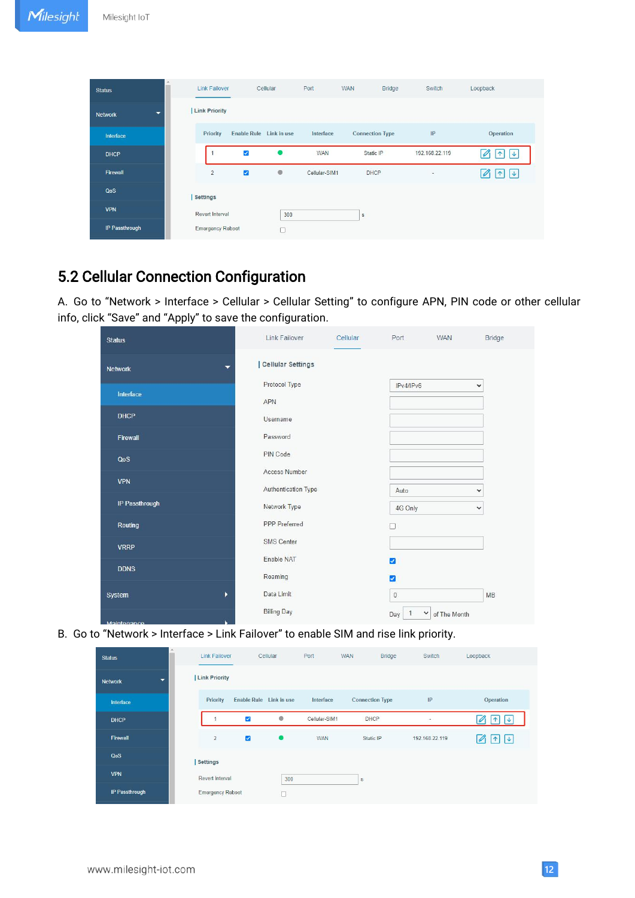## 5.2 Cellular Connection Configuration

A. Go to “Network > Interface > Cellular > Cellular Setting” to configure APN, PIN code or other cellular info, click “Save” and “Apply” to save the configuration.

B. Go to “Network > Interface > Link Failover” to enable SIM and rise link priority.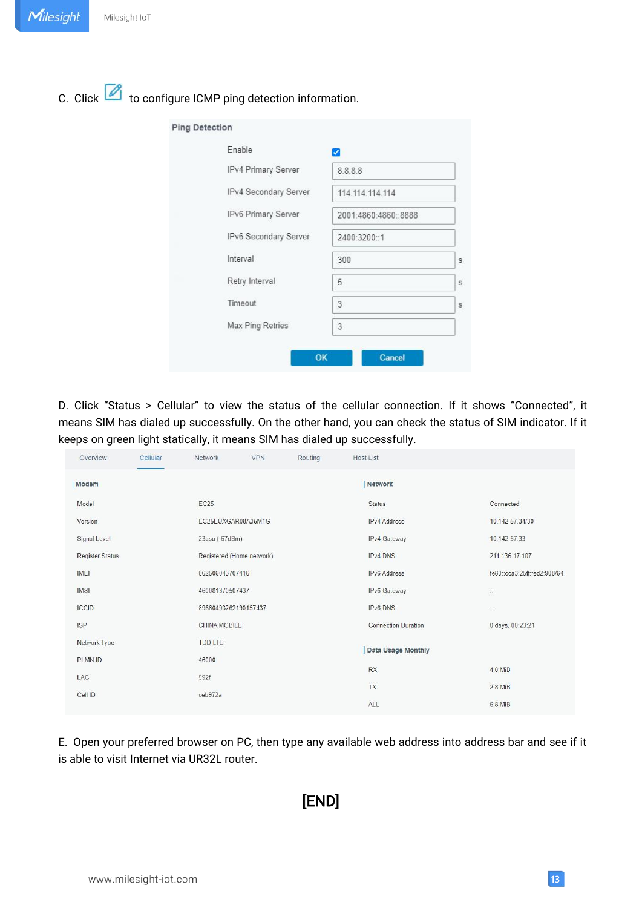C. Click to configure ICMP ping detection information.

**Ping Detection**

| | |
|---|---|
| Enable | ☑ |
| IPv4 Primary Server | 8.8.8.8 |
| IPv4 Secondary Server | 114.114.114.114 |
| IPv6 Primary Server | 2001:4860:4860::8888 |
| IPv6 Secondary Server | 2400:3200::1 |
| Interval | 300 s |
| Retry Interval | 5 s |
| Timeout | 3 s |
| Max Ping Retries | 3 |

OK Cancel

D. Click “Status > Cellular” to view the status of the cellular connection. If it shows “Connected”, it means SIM has dialed up successfully. On the other hand, you can check the status of SIM indicator. If it keeps on green light statically, it means SIM has dialed up successfully.

Overview | Cellular | Network | VPN | Routing | Host List

**Modem**

| | |
|---|---|
| Model | EC25 |
| Version | EC25EUXGAR08A05M1G |
| Signal Level | 23asu (-67dBm) |
| Register Status | Registered (Home network) |
| IMEI | 862506043707416 |
| IMSI | 460081370507437 |
| ICCID | 89860493262190157437 |
| ISP | CHINA MOBILE |
| Network Type | TDD LTE |
| PLMN ID | 46000 |
| LAC | 592f |
| Cell ID | ceb972a |

**Network**

| | |
|---|---|
| Status | Connected |
| IPv4 Address | 10.142.57.34/30 |
| IPv4 Gateway | 10.142.57.33 |
| IPv4 DNS | 211.136.17.107 |
| IPv6 Address | fe80::cca3:25ff:fed2:908/64 |
| IPv6 Gateway | :: |
| IPv6 DNS | :: |
| Connection Duration | 0 days, 00:23:21 |

**Data Usage Monthly**

| | |
|---|---|
| RX | 4.0 MiB |
| TX | 2.8 MiB |
| ALL | 6.8 MiB |

E. Open your preferred browser on PC, then type any available web address into address bar and see if it is able to visit Internet via UR32L router.

[END]